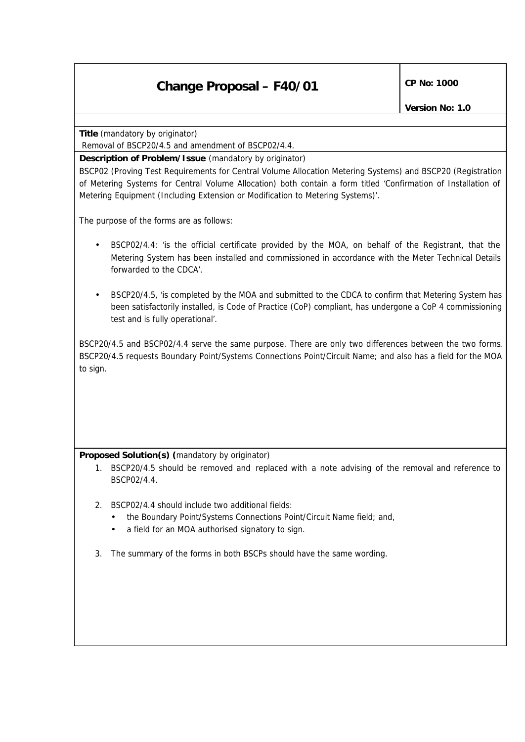# Change Proposal – F40/01

**CP No: 1000**

**Version No: 1.0**

**Title** (mandatory by originator)

Removal of BSCP20/4.5 and amendment of BSCP02/4.4.

**Description of Problem/Issue** (mandatory by originator)

BSCP02 (Proving Test Requirements for Central Volume Allocation Metering Systems) and BSCP20 (Registration of Metering Systems for Central Volume Allocation) both contain a form titled 'Confirmation of Installation of Metering Equipment (Including Extension or Modification to Metering Systems)'.

The purpose of the forms are as follows:

- BSCP02/4.4: 'is the official certificate provided by the MOA, on behalf of the Registrant, that the Metering System has been installed and commissioned in accordance with the Meter Technical Details forwarded to the CDCA'.
- BSCP20/4.5, 'is completed by the MOA and submitted to the CDCA to confirm that Metering System has been satisfactorily installed, is Code of Practice (CoP) compliant, has undergone a CoP 4 commissioning test and is fully operational'.

BSCP20/4.5 and BSCP02/4.4 serve the same purpose. There are only two differences between the two forms. BSCP20/4.5 requests Boundary Point/Systems Connections Point/Circuit Name; and also has a field for the MOA to sign.

**Proposed Solution(s)** (mandatory by originator)

1. BSCP20/4.5 should be removed and replaced with a note advising of the removal and reference to BSCP02/4.4.

2. BSCP02/4.4 should include two additional fields:
   - the Boundary Point/Systems Connections Point/Circuit Name field; and,
   - a field for an MOA authorised signatory to sign.

3. The summary of the forms in both BSCPs should have the same wording.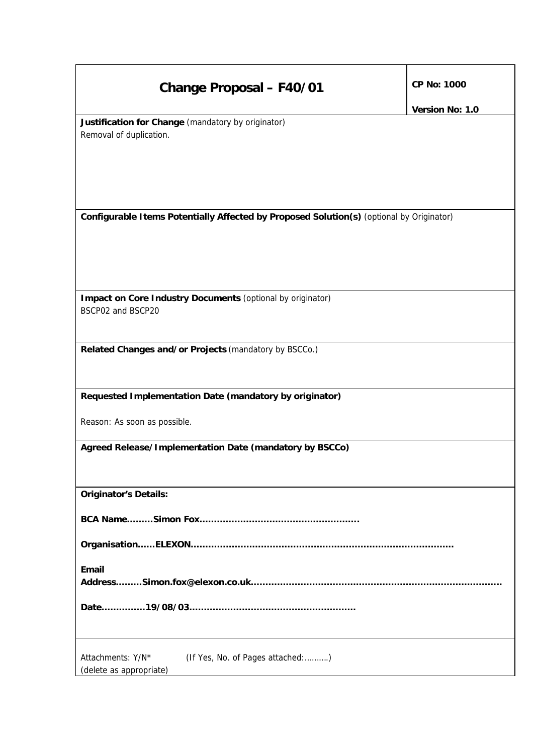| **Change Proposal – F40/01** | **CP No: 1000** **Version No: 1.0** |
| --- | --- |

**Justification for Change** (mandatory by originator)

Removal of duplication.

**Configurable Items Potentially Affected by Proposed Solution(s)** (optional by Originator)

**Impact on Core Industry Documents** (optional by originator)

BSCP02 and BSCP20

**Related Changes and/or Projects** (mandatory by BSCCo.)

**Requested Implementation Date (mandatory by originator)**

Reason: As soon as possible.

**Agreed Release/Implementation Date (mandatory by BSCCo)**

**Originator's Details:**

**BCA Name………Simon Fox……………………………………………….**

**Organisation……ELEXON…………………………………………………………………………….**

**Email Address………Simon.fox@elexon.co.uk………………………………………………………………………….**

**Date…………..19/08/03……………………………………………….**

Attachments: Y/N* (If Yes, No. of Pages attached:……….)
(delete as appropriate)